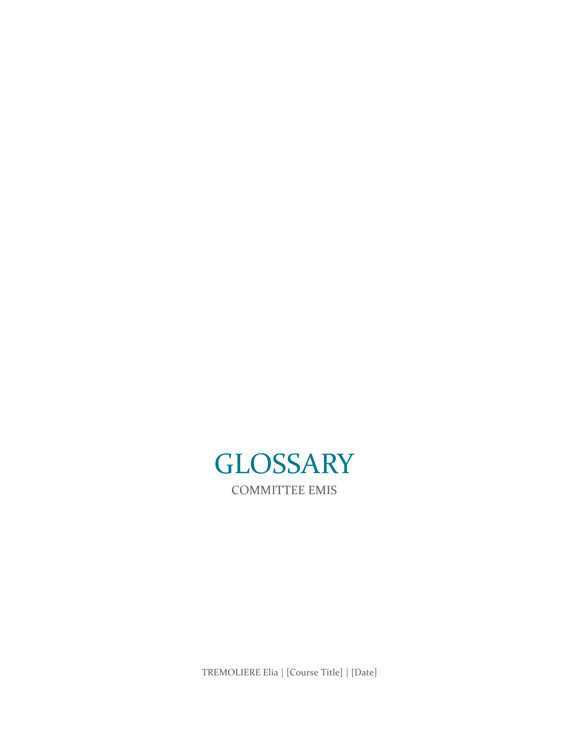# GLOSSARY

COMMITTEE EMIS

TREMOLIERE Elia | [Course Title] | [Date]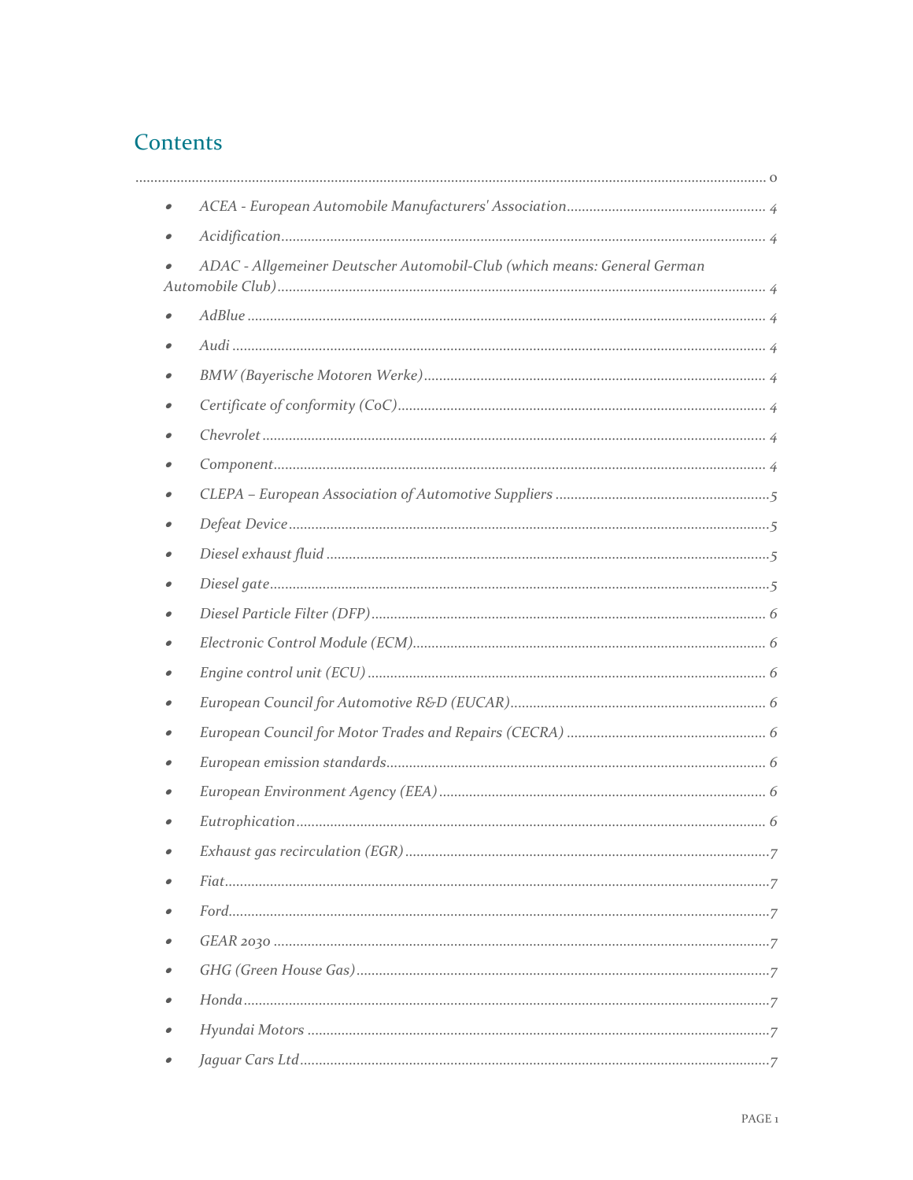## Contents

........................................................................................................ 0

- *ACEA - European Automobile Manufacturers' Association* ........ 4
- *Acidification* ........ 4
- *ADAC - Allgemeiner Deutscher Automobil-Club (which means: General German Automobile Club)* ........ 4
- *AdBlue* ........ 4
- *Audi* ........ 4
- *BMW (Bayerische Motoren Werke)* ........ 4
- *Certificate of conformity (CoC)* ........ 4
- *Chevrolet* ........ 4
- *Component* ........ 4
- *CLEPA – European Association of Automotive Suppliers* ........ 5
- *Defeat Device* ........ 5
- *Diesel exhaust fluid* ........ 5
- *Diesel gate* ........ 5
- *Diesel Particle Filter (DFP)* ........ 6
- *Electronic Control Module (ECM)* ........ 6
- *Engine control unit (ECU)* ........ 6
- *European Council for Automotive R&D (EUCAR)* ........ 6
- *European Council for Motor Trades and Repairs (CECRA)* ........ 6
- *European emission standards* ........ 6
- *European Environment Agency (EEA)* ........ 6
- *Eutrophication* ........ 6
- *Exhaust gas recirculation (EGR)* ........ 7
- *Fiat* ........ 7
- *Ford* ........ 7
- *GEAR 2030* ........ 7
- *GHG (Green House Gas)* ........ 7
- *Honda* ........ 7
- *Hyundai Motors* ........ 7
- *Jaguar Cars Ltd* ........ 7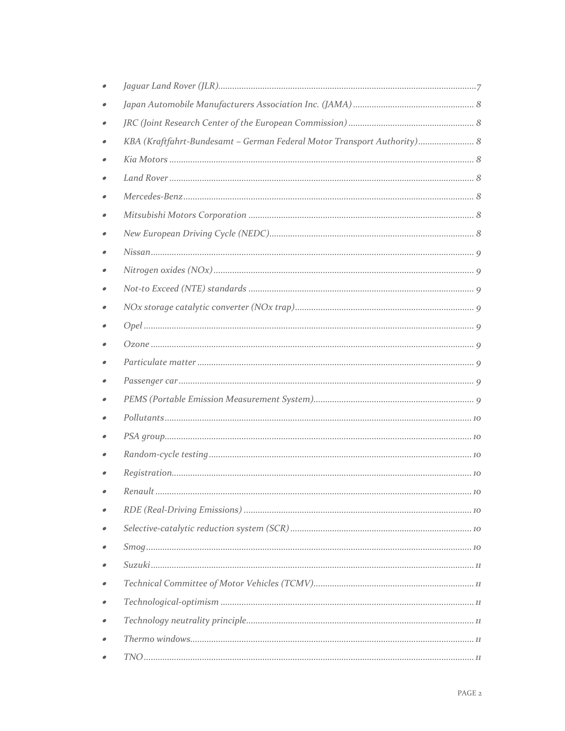- *Jaguar Land Rover (JLR)* ........ 7
- *Japan Automobile Manufacturers Association Inc. (JAMA)* ........ 8
- *JRC (Joint Research Center of the European Commission)* ........ 8
- *KBA (Kraftfahrt-Bundesamt – German Federal Motor Transport Authority)* ........ 8
- *Kia Motors* ........ 8
- *Land Rover* ........ 8
- *Mercedes-Benz* ........ 8
- *Mitsubishi Motors Corporation* ........ 8
- *New European Driving Cycle (NEDC)* ........ 8
- *Nissan* ........ 9
- *Nitrogen oxides (NOx)* ........ 9
- *Not-to Exceed (NTE) standards* ........ 9
- *NOx storage catalytic converter (NOx trap)* ........ 9
- *Opel* ........ 9
- *Ozone* ........ 9
- *Particulate matter* ........ 9
- *Passenger car* ........ 9
- *PEMS (Portable Emission Measurement System)* ........ 9
- *Pollutants* ........ 10
- *PSA group* ........ 10
- *Random-cycle testing* ........ 10
- *Registration* ........ 10
- *Renault* ........ 10
- *RDE (Real-Driving Emissions)* ........ 10
- *Selective-catalytic reduction system (SCR)* ........ 10
- *Smog* ........ 10
- *Suzuki* ........ 11
- *Technical Committee of Motor Vehicles (TCMV)* ........ 11
- *Technological-optimism* ........ 11
- *Technology neutrality principle* ........ 11
- *Thermo windows* ........ 11
- *TNO* ........ 11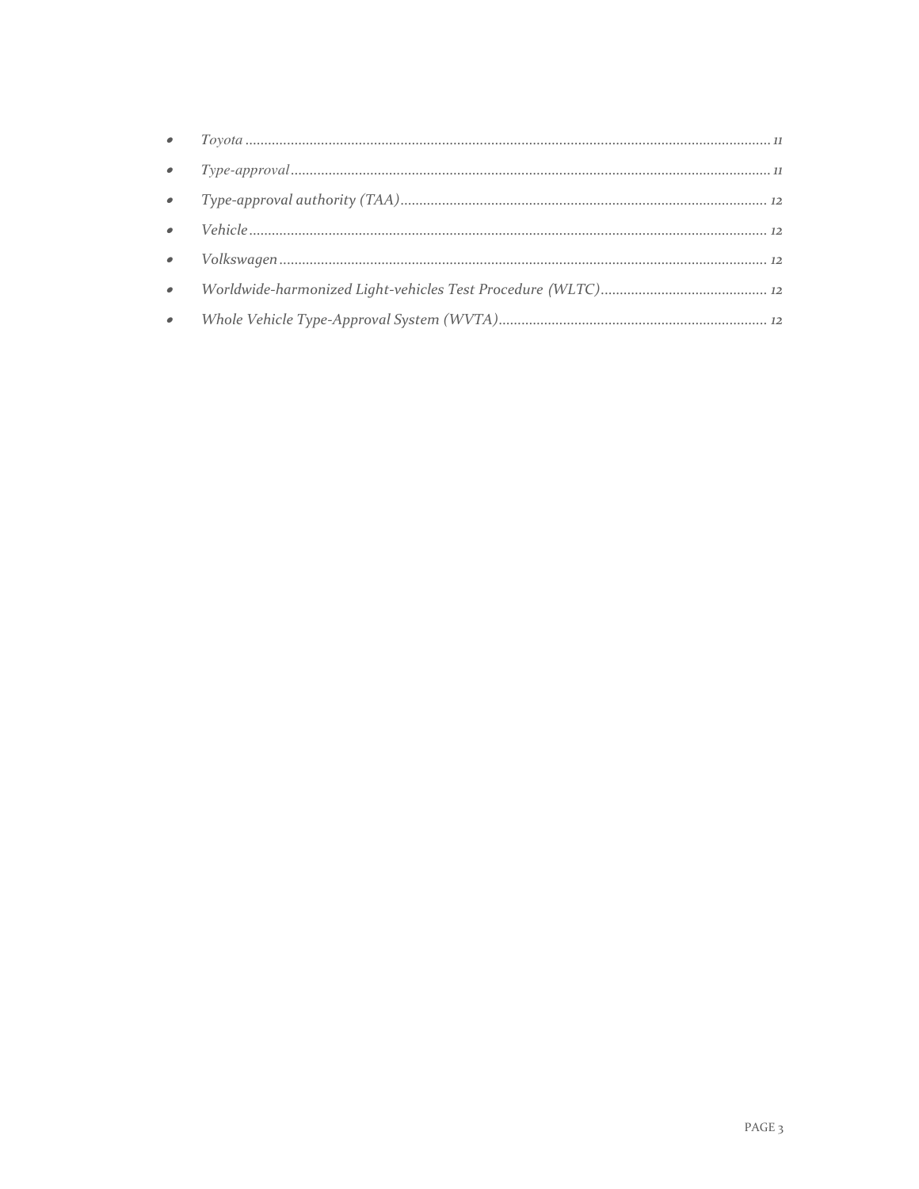- *Toyota* ........................................................................................................................................ *11*
- *Type-approval* ............................................................................................................................. *11*
- *Type-approval authority (TAA)* ................................................................................................ *12*
- *Vehicle* ........................................................................................................................................ *12*
- *Volkswagen* ................................................................................................................................ *12*
- *Worldwide-harmonized Light-vehicles Test Procedure (WLTC)* ............................................ *12*
- *Whole Vehicle Type-Approval System (WVTA)* ...................................................................... *12*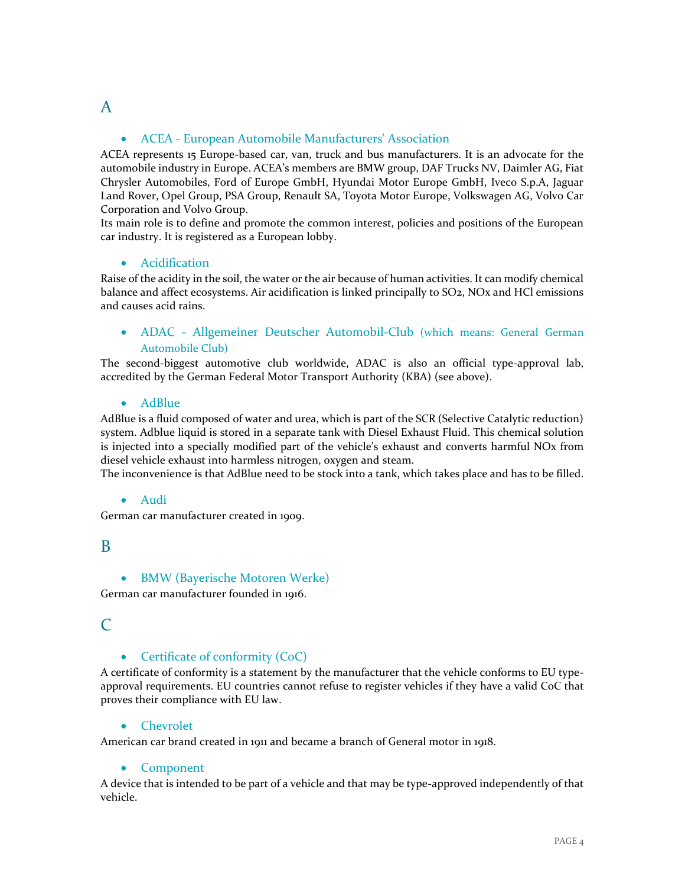## A

- ACEA - European Automobile Manufacturers' Association

ACEA represents 15 Europe-based car, van, truck and bus manufacturers. It is an advocate for the automobile industry in Europe. ACEA's members are BMW group, DAF Trucks NV, Daimler AG, Fiat Chrysler Automobiles, Ford of Europe GmbH, Hyundai Motor Europe GmbH, Iveco S.p.A, Jaguar Land Rover, Opel Group, PSA Group, Renault SA, Toyota Motor Europe, Volkswagen AG, Volvo Car Corporation and Volvo Group.
Its main role is to define and promote the common interest, policies and positions of the European car industry. It is registered as a European lobby.

- Acidification

Raise of the acidity in the soil, the water or the air because of human activities. It can modify chemical balance and affect ecosystems. Air acidification is linked principally to $SO_2$, NOx and HCl emissions and causes acid rains.

- ADAC - Allgemeiner Deutscher Automobil-Club (which means: General German Automobile Club)

The second-biggest automotive club worldwide, ADAC is also an official type-approval lab, accredited by the German Federal Motor Transport Authority (KBA) (see above).

- AdBlue

AdBlue is a fluid composed of water and urea, which is part of the SCR (Selective Catalytic reduction) system. Adblue liquid is stored in a separate tank with Diesel Exhaust Fluid. This chemical solution is injected into a specially modified part of the vehicle's exhaust and converts harmful NOx from diesel vehicle exhaust into harmless nitrogen, oxygen and steam.
The inconvenience is that AdBlue need to be stock into a tank, which takes place and has to be filled.

- Audi

German car manufacturer created in 1909.

## B

- BMW (Bayerische Motoren Werke)

German car manufacturer founded in 1916.

## C

- Certificate of conformity (CoC)

A certificate of conformity is a statement by the manufacturer that the vehicle conforms to EU type-approval requirements. EU countries cannot refuse to register vehicles if they have a valid CoC that proves their compliance with EU law.

- Chevrolet

American car brand created in 1911 and became a branch of General motor in 1918.

- Component

A device that is intended to be part of a vehicle and that may be type-approved independently of that vehicle.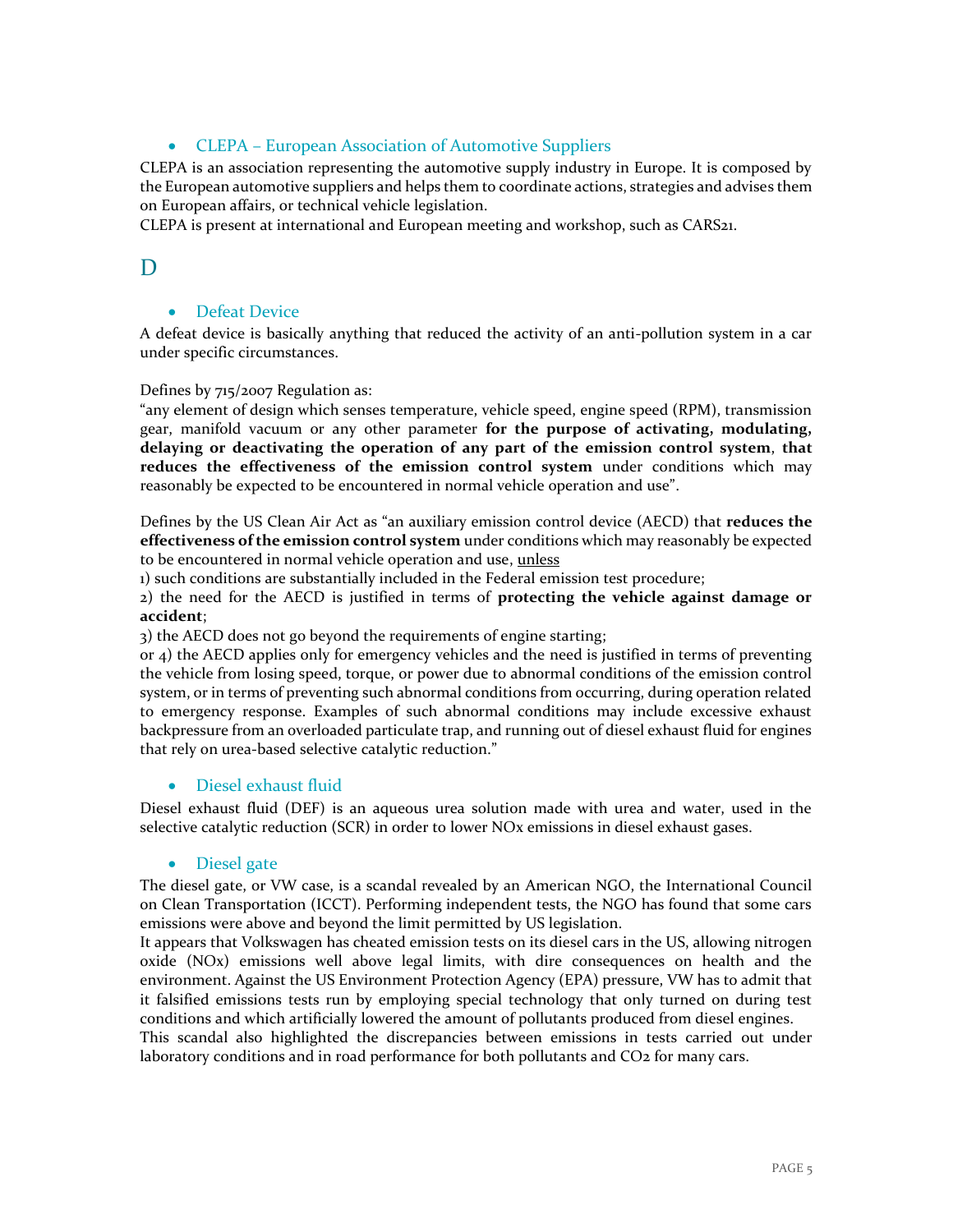- CLEPA – European Association of Automotive Suppliers

CLEPA is an association representing the automotive supply industry in Europe. It is composed by the European automotive suppliers and helps them to coordinate actions, strategies and advises them on European affairs, or technical vehicle legislation.

CLEPA is present at international and European meeting and workshop, such as CARS21.

# D

- Defeat Device

A defeat device is basically anything that reduced the activity of an anti-pollution system in a car under specific circumstances.

Defines by 715/2007 Regulation as:

"any element of design which senses temperature, vehicle speed, engine speed (RPM), transmission gear, manifold vacuum or any other parameter **for the purpose of activating, modulating, delaying or deactivating the operation of any part of the emission control system**, **that reduces the effectiveness of the emission control system** under conditions which may reasonably be expected to be encountered in normal vehicle operation and use".

Defines by the US Clean Air Act as "an auxiliary emission control device (AECD) that **reduces the effectiveness of the emission control system** under conditions which may reasonably be expected to be encountered in normal vehicle operation and use, <u>unless</u>

1) such conditions are substantially included in the Federal emission test procedure;

2) the need for the AECD is justified in terms of **protecting the vehicle against damage or accident**;

3) the AECD does not go beyond the requirements of engine starting;

or 4) the AECD applies only for emergency vehicles and the need is justified in terms of preventing the vehicle from losing speed, torque, or power due to abnormal conditions of the emission control system, or in terms of preventing such abnormal conditions from occurring, during operation related to emergency response. Examples of such abnormal conditions may include excessive exhaust backpressure from an overloaded particulate trap, and running out of diesel exhaust fluid for engines that rely on urea-based selective catalytic reduction."

- Diesel exhaust fluid

Diesel exhaust fluid (DEF) is an aqueous urea solution made with urea and water, used in the selective catalytic reduction (SCR) in order to lower NOx emissions in diesel exhaust gases.

- Diesel gate

The diesel gate, or VW case, is a scandal revealed by an American NGO, the International Council on Clean Transportation (ICCT). Performing independent tests, the NGO has found that some cars emissions were above and beyond the limit permitted by US legislation.

It appears that Volkswagen has cheated emission tests on its diesel cars in the US, allowing nitrogen oxide (NOx) emissions well above legal limits, with dire consequences on health and the environment. Against the US Environment Protection Agency (EPA) pressure, VW has to admit that it falsified emissions tests run by employing special technology that only turned on during test conditions and which artificially lowered the amount of pollutants produced from diesel engines.

This scandal also highlighted the discrepancies between emissions in tests carried out under laboratory conditions and in road performance for both pollutants and $CO_2$ for many cars.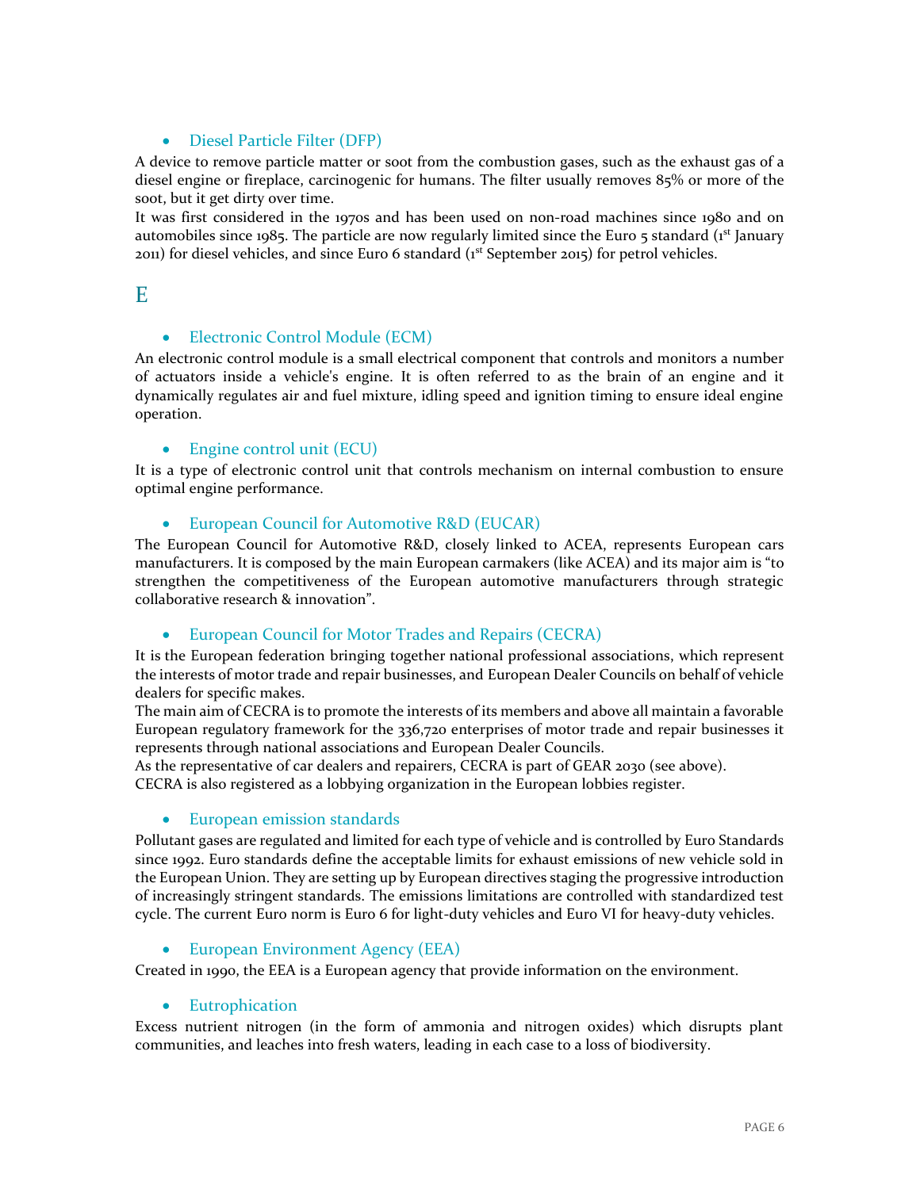- Diesel Particle Filter (DFP)

A device to remove particle matter or soot from the combustion gases, such as the exhaust gas of a diesel engine or fireplace, carcinogenic for humans. The filter usually removes 85% or more of the soot, but it get dirty over time.

It was first considered in the 1970s and has been used on non-road machines since 1980 and on automobiles since 1985. The particle are now regularly limited since the Euro 5 standard (1st January 2011) for diesel vehicles, and since Euro 6 standard (1st September 2015) for petrol vehicles.

## E

- Electronic Control Module (ECM)

An electronic control module is a small electrical component that controls and monitors a number of actuators inside a vehicle's engine. It is often referred to as the brain of an engine and it dynamically regulates air and fuel mixture, idling speed and ignition timing to ensure ideal engine operation.

- Engine control unit (ECU)

It is a type of electronic control unit that controls mechanism on internal combustion to ensure optimal engine performance.

- European Council for Automotive R&D (EUCAR)

The European Council for Automotive R&D, closely linked to ACEA, represents European cars manufacturers. It is composed by the main European carmakers (like ACEA) and its major aim is "to strengthen the competitiveness of the European automotive manufacturers through strategic collaborative research & innovation".

- European Council for Motor Trades and Repairs (CECRA)

It is the European federation bringing together national professional associations, which represent the interests of motor trade and repair businesses, and European Dealer Councils on behalf of vehicle dealers for specific makes.

The main aim of CECRA is to promote the interests of its members and above all maintain a favorable European regulatory framework for the 336,720 enterprises of motor trade and repair businesses it represents through national associations and European Dealer Councils.

As the representative of car dealers and repairers, CECRA is part of GEAR 2030 (see above).

CECRA is also registered as a lobbying organization in the European lobbies register.

- European emission standards

Pollutant gases are regulated and limited for each type of vehicle and is controlled by Euro Standards since 1992. Euro standards define the acceptable limits for exhaust emissions of new vehicle sold in the European Union. They are setting up by European directives staging the progressive introduction of increasingly stringent standards. The emissions limitations are controlled with standardized test cycle. The current Euro norm is Euro 6 for light-duty vehicles and Euro VI for heavy-duty vehicles.

- European Environment Agency (EEA)

Created in 1990, the EEA is a European agency that provide information on the environment.

- Eutrophication

Excess nutrient nitrogen (in the form of ammonia and nitrogen oxides) which disrupts plant communities, and leaches into fresh waters, leading in each case to a loss of biodiversity.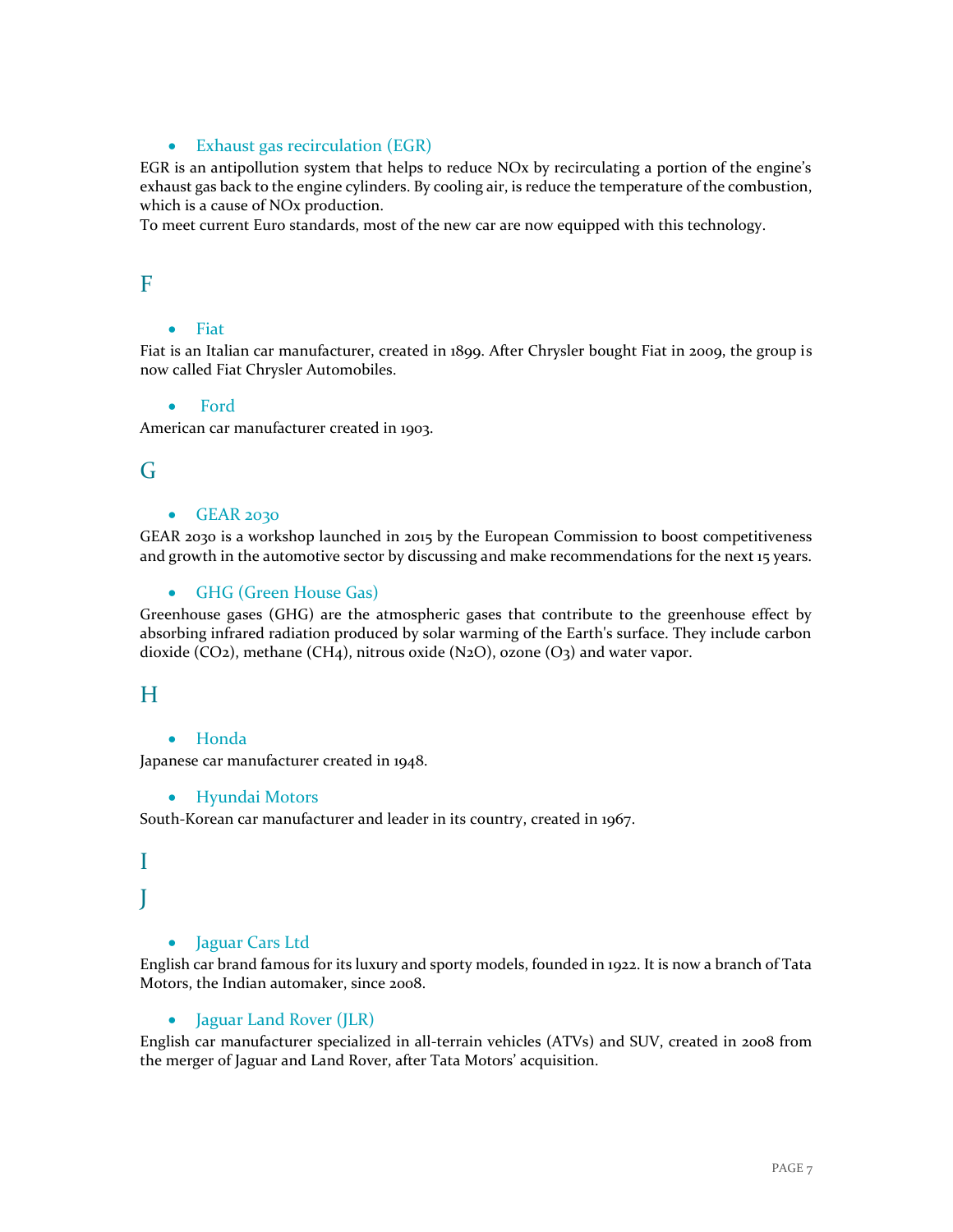- Exhaust gas recirculation (EGR)

EGR is an antipollution system that helps to reduce NOx by recirculating a portion of the engine's exhaust gas back to the engine cylinders. By cooling air, is reduce the temperature of the combustion, which is a cause of NOx production.
To meet current Euro standards, most of the new car are now equipped with this technology.

## F

- Fiat

Fiat is an Italian car manufacturer, created in 1899. After Chrysler bought Fiat in 2009, the group is now called Fiat Chrysler Automobiles.

- Ford

American car manufacturer created in 1903.

## G

- GEAR 2030

GEAR 2030 is a workshop launched in 2015 by the European Commission to boost competitiveness and growth in the automotive sector by discussing and make recommendations for the next 15 years.

- GHG (Green House Gas)

Greenhouse gases (GHG) are the atmospheric gases that contribute to the greenhouse effect by absorbing infrared radiation produced by solar warming of the Earth's surface. They include carbon dioxide ($CO_2$), methane ($CH_4$), nitrous oxide ($N_2O$), ozone ($O_3$) and water vapor.

## H

- Honda

Japanese car manufacturer created in 1948.

- Hyundai Motors

South-Korean car manufacturer and leader in its country, created in 1967.

## I

## J

- Jaguar Cars Ltd

English car brand famous for its luxury and sporty models, founded in 1922. It is now a branch of Tata Motors, the Indian automaker, since 2008.

- Jaguar Land Rover (JLR)

English car manufacturer specialized in all-terrain vehicles (ATVs) and SUV, created in 2008 from the merger of Jaguar and Land Rover, after Tata Motors' acquisition.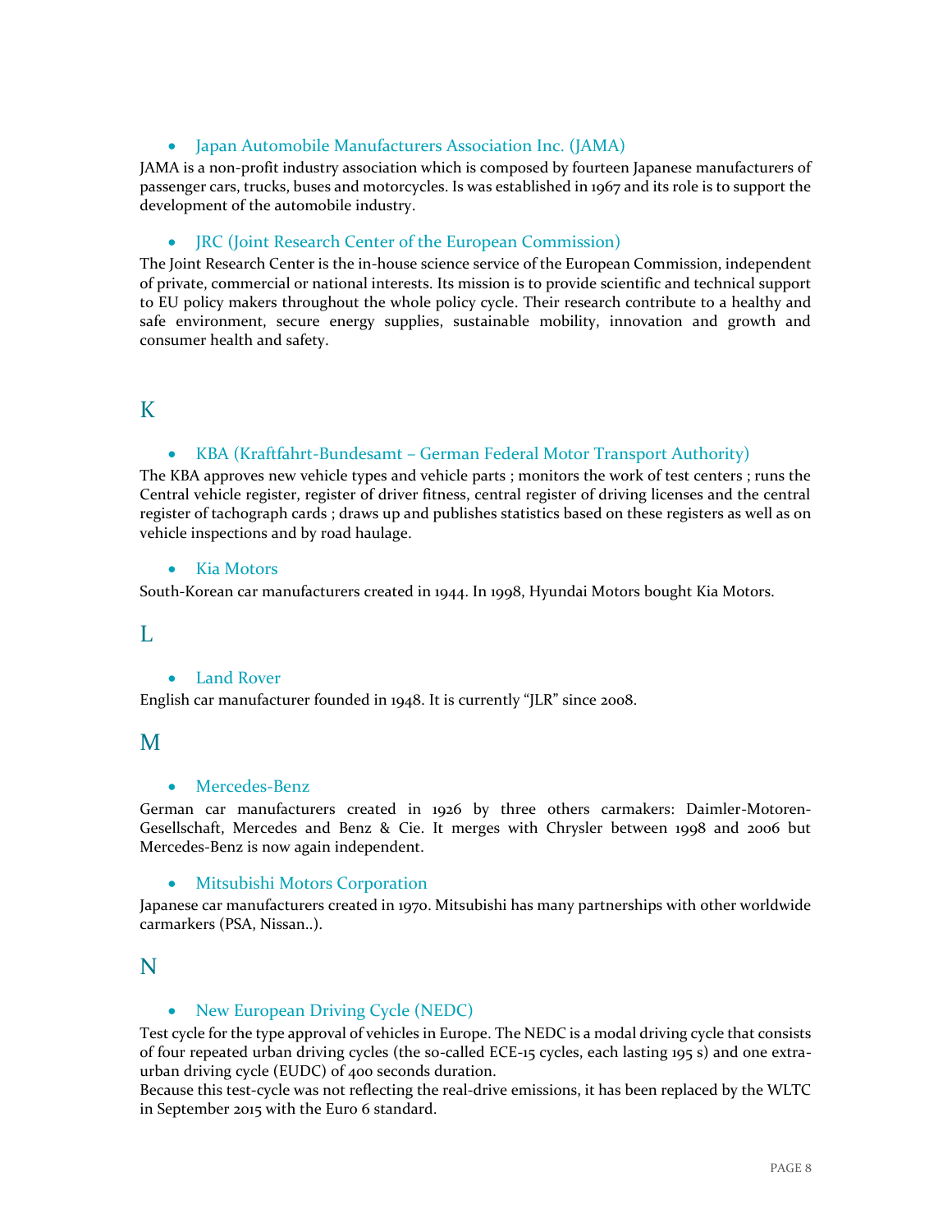- Japan Automobile Manufacturers Association Inc. (JAMA)

JAMA is a non-profit industry association which is composed by fourteen Japanese manufacturers of passenger cars, trucks, buses and motorcycles. Is was established in 1967 and its role is to support the development of the automobile industry.

- JRC (Joint Research Center of the European Commission)

The Joint Research Center is the in-house science service of the European Commission, independent of private, commercial or national interests. Its mission is to provide scientific and technical support to EU policy makers throughout the whole policy cycle. Their research contribute to a healthy and safe environment, secure energy supplies, sustainable mobility, innovation and growth and consumer health and safety.

## K

- KBA (Kraftfahrt-Bundesamt – German Federal Motor Transport Authority)

The KBA approves new vehicle types and vehicle parts ; monitors the work of test centers ; runs the Central vehicle register, register of driver fitness, central register of driving licenses and the central register of tachograph cards ; draws up and publishes statistics based on these registers as well as on vehicle inspections and by road haulage.

- Kia Motors

South-Korean car manufacturers created in 1944. In 1998, Hyundai Motors bought Kia Motors.

## L

- Land Rover

English car manufacturer founded in 1948. It is currently "JLR" since 2008.

## M

- Mercedes-Benz

German car manufacturers created in 1926 by three others carmakers: Daimler-Motoren-Gesellschaft, Mercedes and Benz & Cie. It merges with Chrysler between 1998 and 2006 but Mercedes-Benz is now again independent.

- Mitsubishi Motors Corporation

Japanese car manufacturers created in 1970. Mitsubishi has many partnerships with other worldwide carmarkers (PSA, Nissan..).

## N

- New European Driving Cycle (NEDC)

Test cycle for the type approval of vehicles in Europe. The NEDC is a modal driving cycle that consists of four repeated urban driving cycles (the so-called ECE-15 cycles, each lasting 195 s) and one extra-urban driving cycle (EUDC) of 400 seconds duration.
Because this test-cycle was not reflecting the real-drive emissions, it has been replaced by the WLTC in September 2015 with the Euro 6 standard.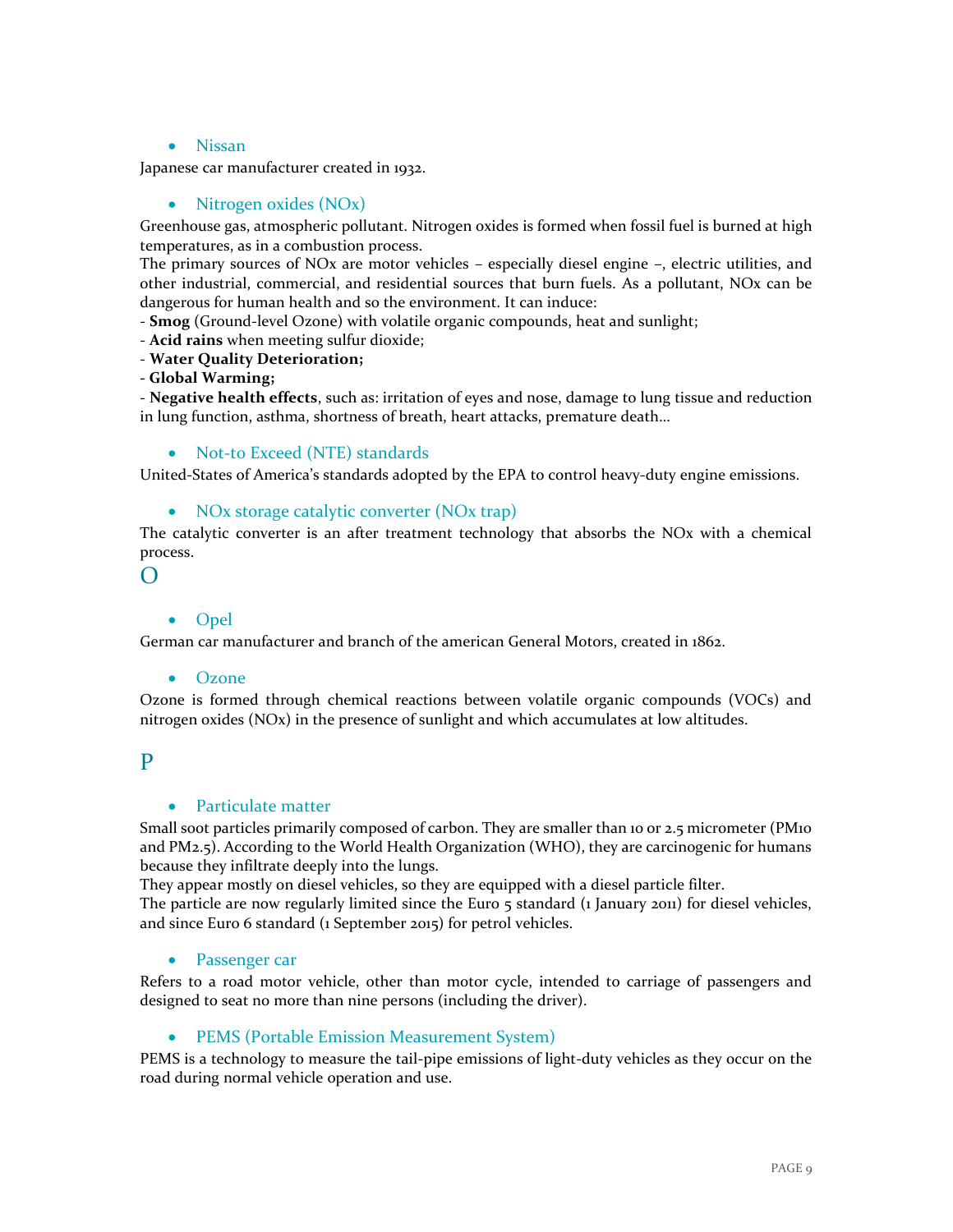- Nissan

Japanese car manufacturer created in 1932.

- Nitrogen oxides (NOx)

Greenhouse gas, atmospheric pollutant. Nitrogen oxides is formed when fossil fuel is burned at high temperatures, as in a combustion process.

The primary sources of NOx are motor vehicles – especially diesel engine –, electric utilities, and other industrial, commercial, and residential sources that burn fuels. As a pollutant, NOx can be dangerous for human health and so the environment. It can induce:

- **Smog** (Ground-level Ozone) with volatile organic compounds, heat and sunlight;
- **Acid rains** when meeting sulfur dioxide;
- **Water Quality Deterioration;**
- **Global Warming;**
- **Negative health effects**, such as: irritation of eyes and nose, damage to lung tissue and reduction in lung function, asthma, shortness of breath, heart attacks, premature death…

- Not-to Exceed (NTE) standards

United-States of America's standards adopted by the EPA to control heavy-duty engine emissions.

- NOx storage catalytic converter (NOx trap)

The catalytic converter is an after treatment technology that absorbs the NOx with a chemical process.

## O

- Opel

German car manufacturer and branch of the american General Motors, created in 1862.

- Ozone

Ozone is formed through chemical reactions between volatile organic compounds (VOCs) and nitrogen oxides (NOx) in the presence of sunlight and which accumulates at low altitudes.

## P

- Particulate matter

Small soot particles primarily composed of carbon. They are smaller than 10 or 2.5 micrometer (PM10 and PM2.5). According to the World Health Organization (WHO), they are carcinogenic for humans because they infiltrate deeply into the lungs.

They appear mostly on diesel vehicles, so they are equipped with a diesel particle filter.

The particle are now regularly limited since the Euro 5 standard (1 January 2011) for diesel vehicles, and since Euro 6 standard (1 September 2015) for petrol vehicles.

- Passenger car

Refers to a road motor vehicle, other than motor cycle, intended to carriage of passengers and designed to seat no more than nine persons (including the driver).

- PEMS (Portable Emission Measurement System)

PEMS is a technology to measure the tail-pipe emissions of light-duty vehicles as they occur on the road during normal vehicle operation and use.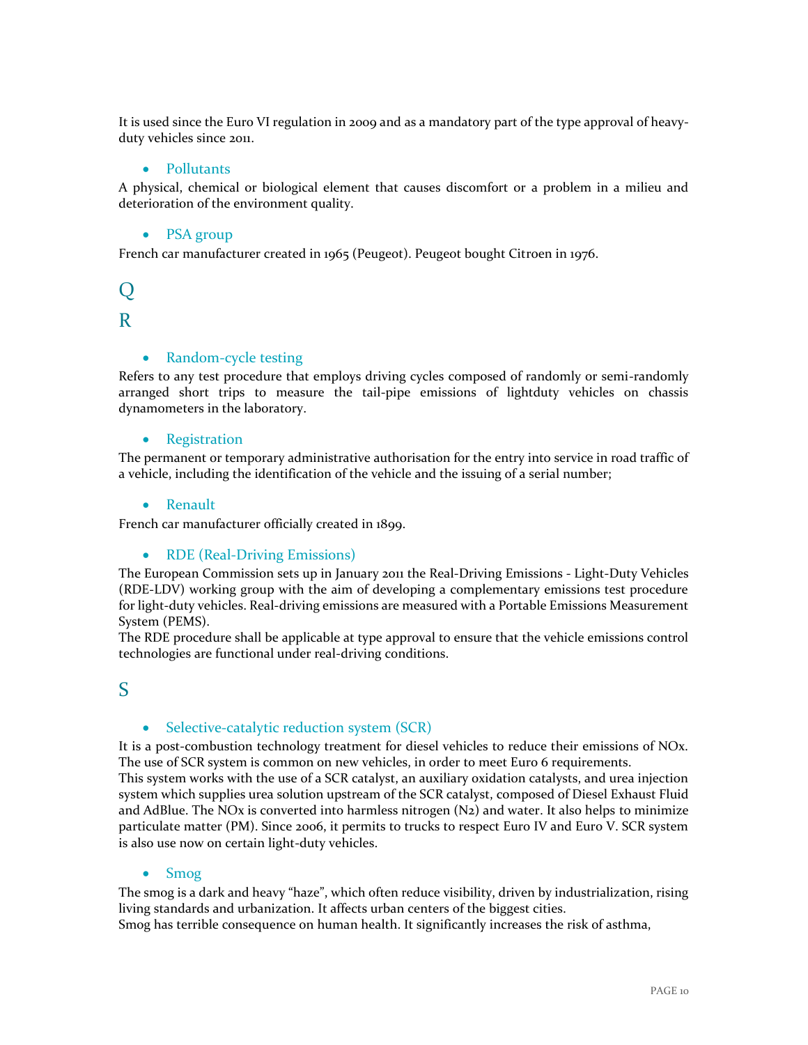It is used since the Euro VI regulation in 2009 and as a mandatory part of the type approval of heavy-duty vehicles since 2011.

- Pollutants

A physical, chemical or biological element that causes discomfort or a problem in a milieu and deterioration of the environment quality.

- PSA group

French car manufacturer created in 1965 (Peugeot). Peugeot bought Citroen in 1976.

## Q

## R

- Random-cycle testing

Refers to any test procedure that employs driving cycles composed of randomly or semi-randomly arranged short trips to measure the tail-pipe emissions of lightduty vehicles on chassis dynamometers in the laboratory.

- Registration

The permanent or temporary administrative authorisation for the entry into service in road traffic of a vehicle, including the identification of the vehicle and the issuing of a serial number;

- Renault

French car manufacturer officially created in 1899.

- RDE (Real-Driving Emissions)

The European Commission sets up in January 2011 the Real-Driving Emissions - Light-Duty Vehicles (RDE-LDV) working group with the aim of developing a complementary emissions test procedure for light-duty vehicles. Real-driving emissions are measured with a Portable Emissions Measurement System (PEMS).
The RDE procedure shall be applicable at type approval to ensure that the vehicle emissions control technologies are functional under real-driving conditions.

## S

- Selective-catalytic reduction system (SCR)

It is a post-combustion technology treatment for diesel vehicles to reduce their emissions of NOx. The use of SCR system is common on new vehicles, in order to meet Euro 6 requirements.
This system works with the use of a SCR catalyst, an auxiliary oxidation catalysts, and urea injection system which supplies urea solution upstream of the SCR catalyst, composed of Diesel Exhaust Fluid and AdBlue. The NOx is converted into harmless nitrogen ($N_2$) and water. It also helps to minimize particulate matter (PM). Since 2006, it permits to trucks to respect Euro IV and Euro V. SCR system is also use now on certain light-duty vehicles.

- Smog

The smog is a dark and heavy "haze", which often reduce visibility, driven by industrialization, rising living standards and urbanization. It affects urban centers of the biggest cities.
Smog has terrible consequence on human health. It significantly increases the risk of asthma,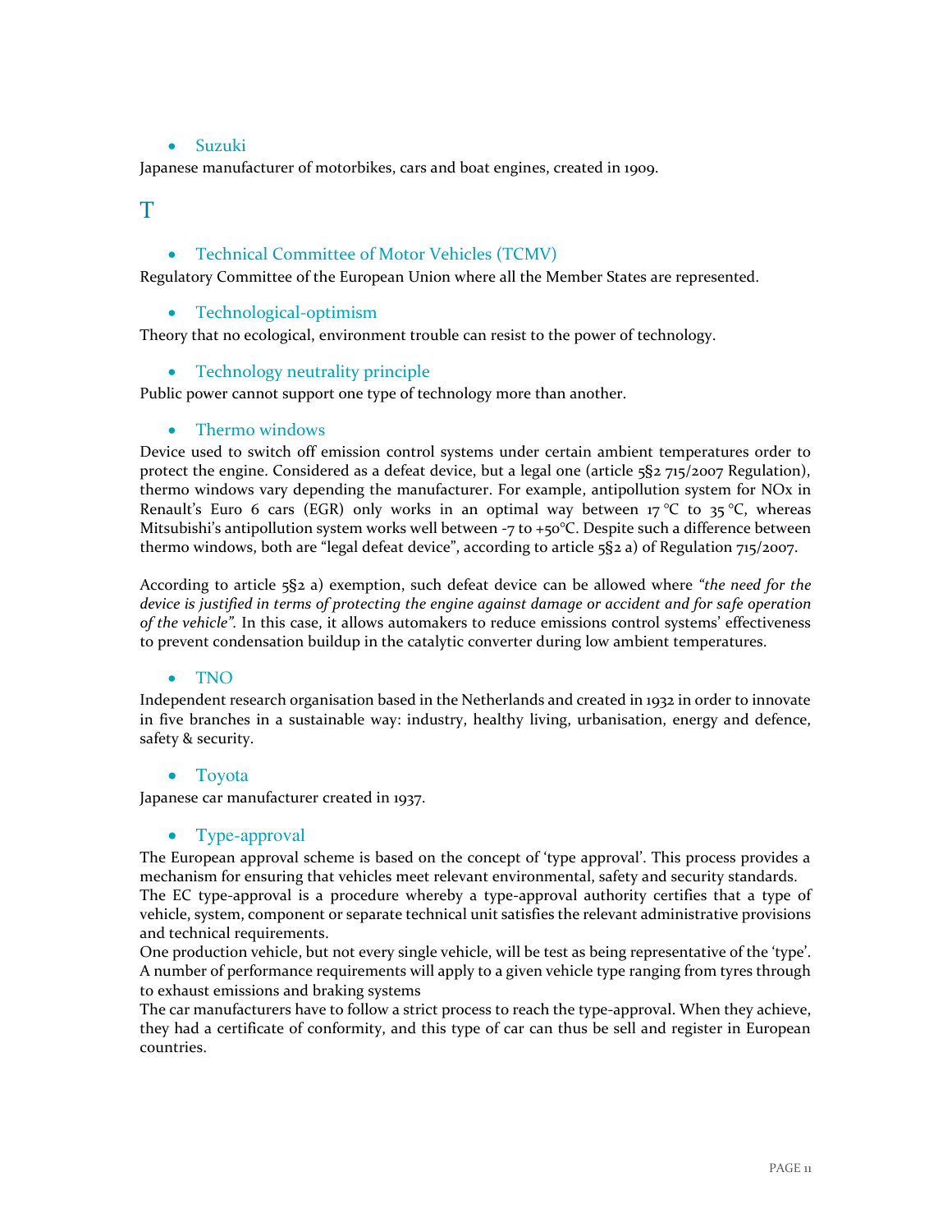- Suzuki

Japanese manufacturer of motorbikes, cars and boat engines, created in 1909.

# T

- Technical Committee of Motor Vehicles (TCMV)

Regulatory Committee of the European Union where all the Member States are represented.

- Technological-optimism

Theory that no ecological, environment trouble can resist to the power of technology.

- Technology neutrality principle

Public power cannot support one type of technology more than another.

- Thermo windows

Device used to switch off emission control systems under certain ambient temperatures order to protect the engine. Considered as a defeat device, but a legal one (article 5§2 715/2007 Regulation), thermo windows vary depending the manufacturer. For example, antipollution system for NOx in Renault's Euro 6 cars (EGR) only works in an optimal way between 17 °C to 35 °C, whereas Mitsubishi's antipollution system works well between -7 to +50°C. Despite such a difference between thermo windows, both are "legal defeat device", according to article 5§2 a) of Regulation 715/2007.

According to article 5§2 a) exemption, such defeat device can be allowed where *"the need for the device is justified in terms of protecting the engine against damage or accident and for safe operation of the vehicle"*. In this case, it allows automakers to reduce emissions control systems' effectiveness to prevent condensation buildup in the catalytic converter during low ambient temperatures.

- TNO

Independent research organisation based in the Netherlands and created in 1932 in order to innovate in five branches in a sustainable way: industry, healthy living, urbanisation, energy and defence, safety & security.

- Toyota

Japanese car manufacturer created in 1937.

- Type-approval

The European approval scheme is based on the concept of 'type approval'. This process provides a mechanism for ensuring that vehicles meet relevant environmental, safety and security standards.
The EC type-approval is a procedure whereby a type-approval authority certifies that a type of vehicle, system, component or separate technical unit satisfies the relevant administrative provisions and technical requirements.
One production vehicle, but not every single vehicle, will be test as being representative of the 'type'. A number of performance requirements will apply to a given vehicle type ranging from tyres through to exhaust emissions and braking systems
The car manufacturers have to follow a strict process to reach the type-approval. When they achieve, they had a certificate of conformity, and this type of car can thus be sell and register in European countries.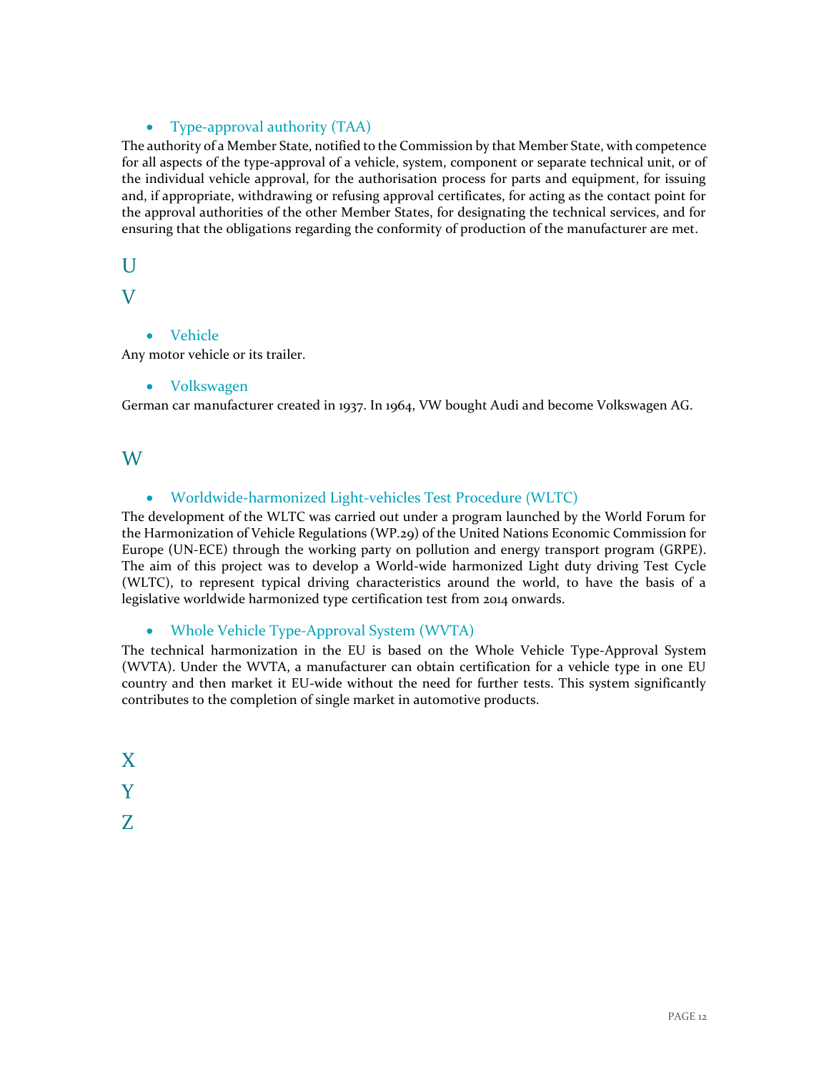- Type-approval authority (TAA)

The authority of a Member State, notified to the Commission by that Member State, with competence for all aspects of the type-approval of a vehicle, system, component or separate technical unit, or of the individual vehicle approval, for the authorisation process for parts and equipment, for issuing and, if appropriate, withdrawing or refusing approval certificates, for acting as the contact point for the approval authorities of the other Member States, for designating the technical services, and for ensuring that the obligations regarding the conformity of production of the manufacturer are met.

## U

## V

- Vehicle

Any motor vehicle or its trailer.

- Volkswagen

German car manufacturer created in 1937. In 1964, VW bought Audi and become Volkswagen AG.

## W

- Worldwide-harmonized Light-vehicles Test Procedure (WLTC)

The development of the WLTC was carried out under a program launched by the World Forum for the Harmonization of Vehicle Regulations (WP.29) of the United Nations Economic Commission for Europe (UN-ECE) through the working party on pollution and energy transport program (GRPE). The aim of this project was to develop a World-wide harmonized Light duty driving Test Cycle (WLTC), to represent typical driving characteristics around the world, to have the basis of a legislative worldwide harmonized type certification test from 2014 onwards.

- Whole Vehicle Type-Approval System (WVTA)

The technical harmonization in the EU is based on the Whole Vehicle Type-Approval System (WVTA). Under the WVTA, a manufacturer can obtain certification for a vehicle type in one EU country and then market it EU-wide without the need for further tests. This system significantly contributes to the completion of single market in automotive products.

## X

## Y

## Z